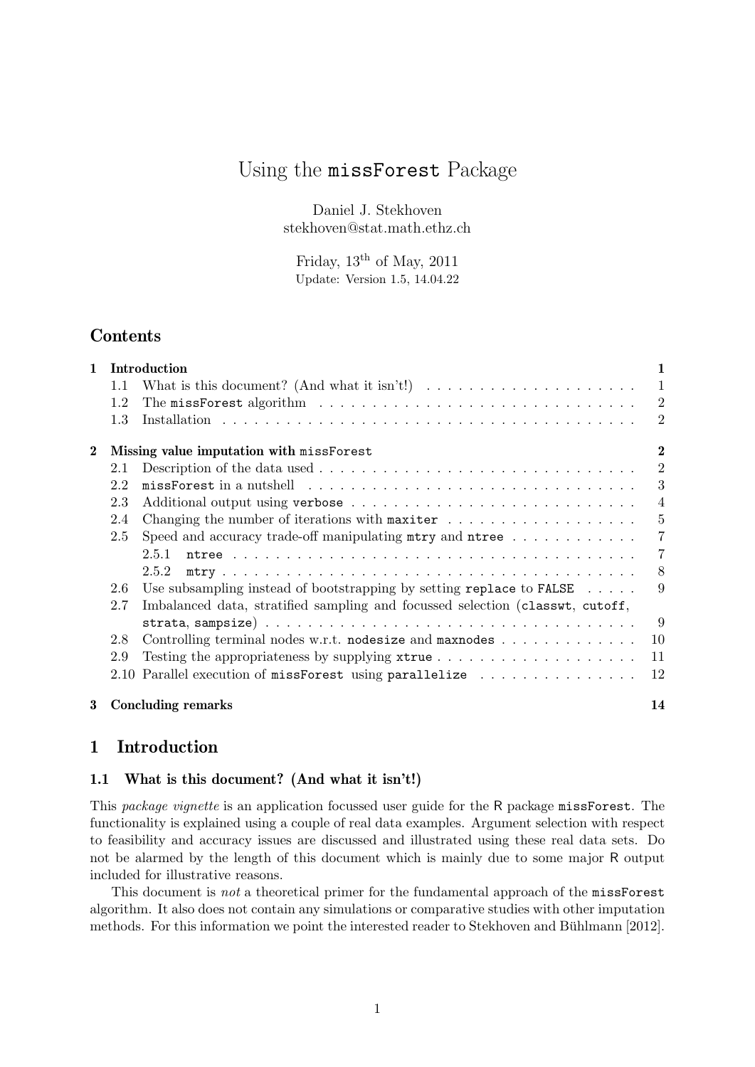# Using the missForest Package

Daniel J. Stekhoven
stekhoven@stat.math.ethz.ch

Friday, 13$^{\text{th}}$ of May, 2011
Update: Version 1.5, 14.04.22

## Contents

**1 Introduction** — 1
- 1.1 What is this document? (And what it isn't!) — 1
- 1.2 The missForest algorithm — 2
- 1.3 Installation — 2

**2 Missing value imputation with missForest** — 2
- 2.1 Description of the data used — 2
- 2.2 missForest in a nutshell — 3
- 2.3 Additional output using verbose — 4
- 2.4 Changing the number of iterations with maxiter — 5
- 2.5 Speed and accuracy trade-off manipulating mtry and ntree — 7
  - 2.5.1 ntree — 7
  - 2.5.2 mtry — 8
- 2.6 Use subsampling instead of bootstrapping by setting replace to FALSE — 9
- 2.7 Imbalanced data, stratified sampling and focussed selection (classwt, cutoff, strata, sampsize) — 9
- 2.8 Controlling terminal nodes w.r.t. nodesize and maxnodes — 10
- 2.9 Testing the appropriateness by supplying xtrue — 11
- 2.10 Parallel execution of missForest using parallelize — 12

**3 Concluding remarks** — 14

## 1 Introduction

### 1.1 What is this document? (And what it isn't!)

This *package vignette* is an application focussed user guide for the R package missForest. The functionality is explained using a couple of real data examples. Argument selection with respect to feasibility and accuracy issues are discussed and illustrated using these real data sets. Do not be alarmed by the length of this document which is mainly due to some major R output included for illustrative reasons.

This document is *not* a theoretical primer for the fundamental approach of the missForest algorithm. It also does not contain any simulations or comparative studies with other imputation methods. For this information we point the interested reader to Stekhoven and Bühlmann [2012].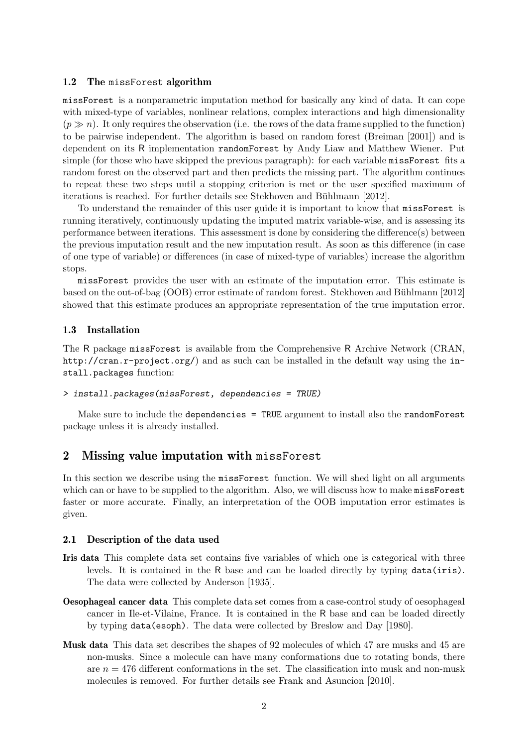### 1.2 The `missForest` algorithm

`missForest` is a nonparametric imputation method for basically any kind of data. It can cope with mixed-type of variables, nonlinear relations, complex interactions and high dimensionality ($p \gg n$). It only requires the observation (i.e. the rows of the data frame supplied to the function) to be pairwise independent. The algorithm is based on random forest (Breiman [2001]) and is dependent on its R implementation `randomForest` by Andy Liaw and Matthew Wiener. Put simple (for those who have skipped the previous paragraph): for each variable `missForest` fits a random forest on the observed part and then predicts the missing part. The algorithm continues to repeat these two steps until a stopping criterion is met or the user specified maximum of iterations is reached. For further details see Stekhoven and Bühlmann [2012].

To understand the remainder of this user guide it is important to know that `missForest` is running iteratively, continuously updating the imputed matrix variable-wise, and is assessing its performance between iterations. This assessment is done by considering the difference(s) between the previous imputation result and the new imputation result. As soon as this difference (in case of one type of variable) or differences (in case of mixed-type of variables) increase the algorithm stops.

`missForest` provides the user with an estimate of the imputation error. This estimate is based on the out-of-bag (OOB) error estimate of random forest. Stekhoven and Bühlmann [2012] showed that this estimate produces an appropriate representation of the true imputation error.

### 1.3 Installation

The R package `missForest` is available from the Comprehensive R Archive Network (CRAN, `http://cran.r-project.org/`) and as such can be installed in the default way using the `install.packages` function:

```
> install.packages(missForest, dependencies = TRUE)
```

Make sure to include the `dependencies = TRUE` argument to install also the `randomForest` package unless it is already installed.

## 2 Missing value imputation with `missForest`

In this section we describe using the `missForest` function. We will shed light on all arguments which can or have to be supplied to the algorithm. Also, we will discuss how to make `missForest` faster or more accurate. Finally, an interpretation of the OOB imputation error estimates is given.

### 2.1 Description of the data used

**Iris data** This complete data set contains five variables of which one is categorical with three levels. It is contained in the R base and can be loaded directly by typing `data(iris)`. The data were collected by Anderson [1935].

**Oesophageal cancer data** This complete data set comes from a case-control study of oesophageal cancer in Ile-et-Vilaine, France. It is contained in the R base and can be loaded directly by typing `data(esoph)`. The data were collected by Breslow and Day [1980].

**Musk data** This data set describes the shapes of 92 molecules of which 47 are musks and 45 are non-musks. Since a molecule can have many conformations due to rotating bonds, there are $n = 476$ different conformations in the set. The classification into musk and non-musk molecules is removed. For further details see Frank and Asuncion [2010].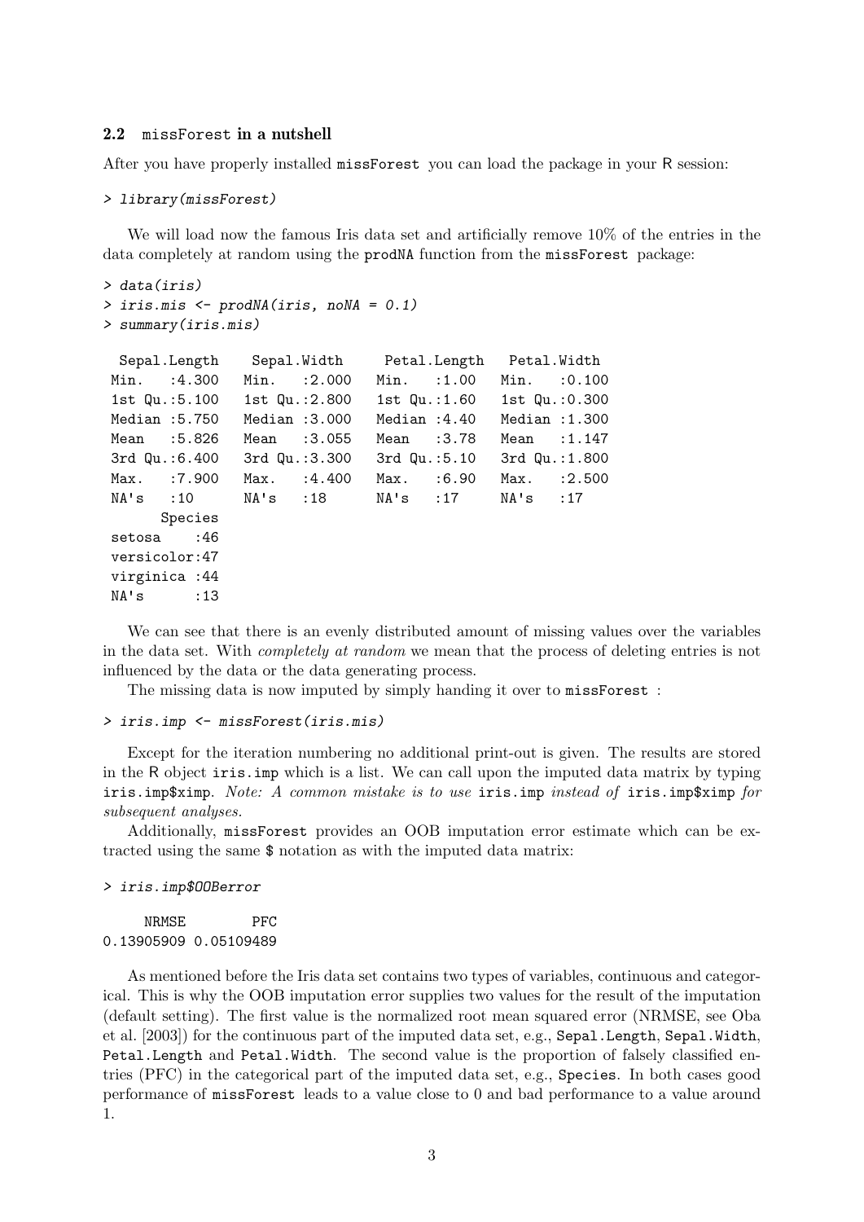### 2.2 missForest in a nutshell

After you have properly installed missForest you can load the package in your R session:

```
> library(missForest)
```

We will load now the famous Iris data set and artificially remove 10% of the entries in the data completely at random using the prodNA function from the missForest package:

```
> data(iris)
> iris.mis <- prodNA(iris, noNA = 0.1)
> summary(iris.mis)

  Sepal.Length    Sepal.Width     Petal.Length    Petal.Width   
 Min.   :4.300   Min.   :2.000   Min.   :1.00   Min.   :0.100  
 1st Qu.:5.100   1st Qu.:2.800   1st Qu.:1.60   1st Qu.:0.300  
 Median :5.750   Median :3.000   Median :4.40   Median :1.300  
 Mean   :5.826   Mean   :3.055   Mean   :3.78   Mean   :1.147  
 3rd Qu.:6.400   3rd Qu.:3.300   3rd Qu.:5.10   3rd Qu.:1.800  
 Max.   :7.900   Max.   :4.400   Max.   :6.90   Max.   :2.500  
 NA's   :10      NA's   :18      NA's   :17     NA's   :17     
       Species  
 setosa    :46  
 versicolor:47  
 virginica :44  
 NA's      :13  
```

We can see that there is an evenly distributed amount of missing values over the variables in the data set. With *completely at random* we mean that the process of deleting entries is not influenced by the data or the data generating process.

The missing data is now imputed by simply handing it over to missForest :

```
> iris.imp <- missForest(iris.mis)
```

Except for the iteration numbering no additional print-out is given. The results are stored in the R object iris.imp which is a list. We can call upon the imputed data matrix by typing iris.imp$ximp. *Note: A common mistake is to use* iris.imp *instead of* iris.imp$ximp *for subsequent analyses.*

Additionally, missForest provides an OOB imputation error estimate which can be extracted using the same $ notation as with the imputed data matrix:

```
> iris.imp$OOBerror

     NRMSE        PFC 
0.13905909 0.05109489 
```

As mentioned before the Iris data set contains two types of variables, continuous and categorical. This is why the OOB imputation error supplies two values for the result of the imputation (default setting). The first value is the normalized root mean squared error (NRMSE, see Oba et al. [2003]) for the continuous part of the imputed data set, e.g., Sepal.Length, Sepal.Width, Petal.Length and Petal.Width. The second value is the proportion of falsely classified entries (PFC) in the categorical part of the imputed data set, e.g., Species. In both cases good performance of missForest leads to a value close to 0 and bad performance to a value around 1.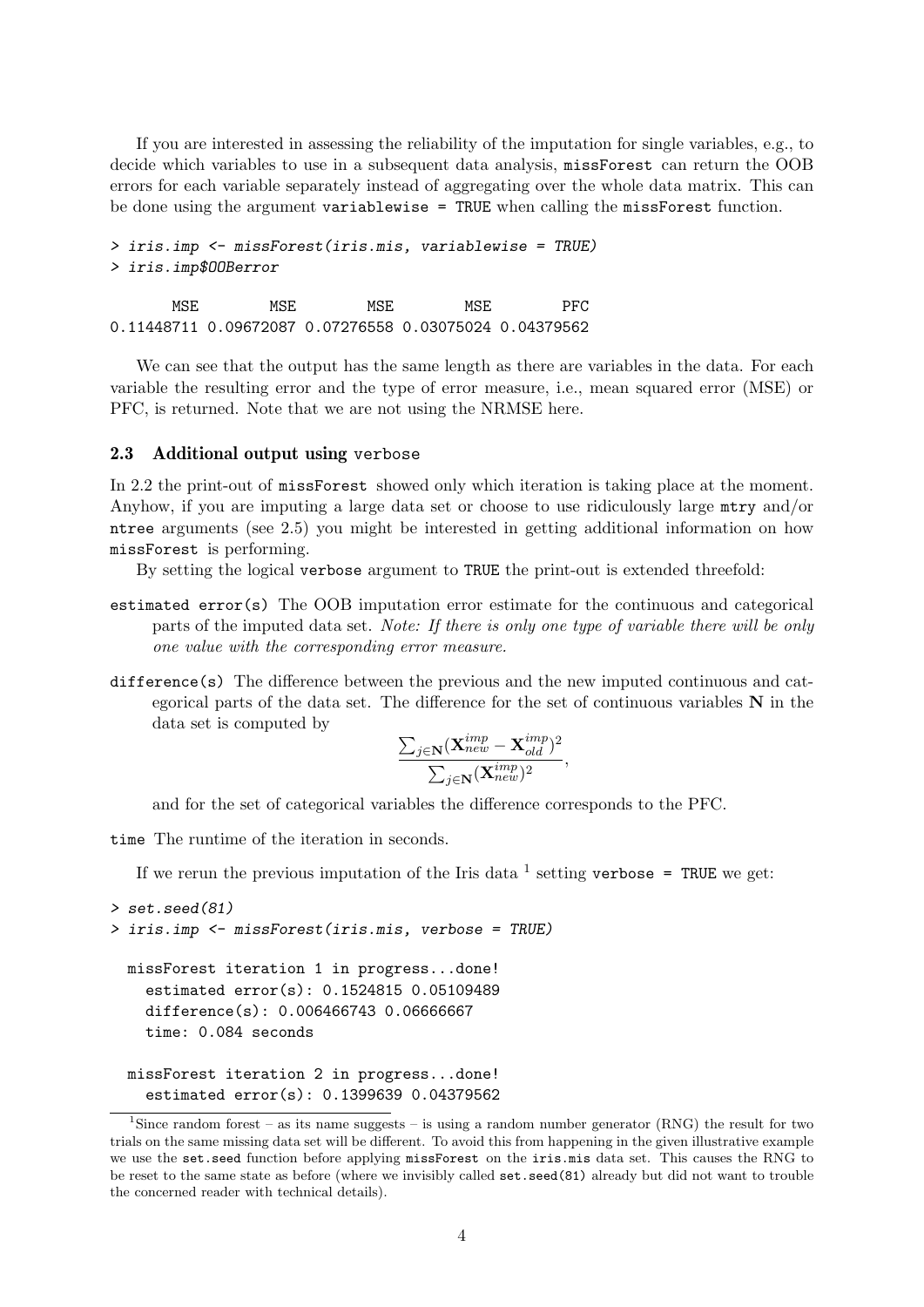If you are interested in assessing the reliability of the imputation for single variables, e.g., to decide which variables to use in a subsequent data analysis, `missForest` can return the OOB errors for each variable separately instead of aggregating over the whole data matrix. This can be done using the argument `variablewise = TRUE` when calling the `missForest` function.

```
> iris.imp <- missForest(iris.mis, variablewise = TRUE)
> iris.imp$OOBerror

       MSE        MSE        MSE        MSE        PFC
0.11448711 0.09672087 0.07276558 0.03075024 0.04379562
```

We can see that the output has the same length as there are variables in the data. For each variable the resulting error and the type of error measure, i.e., mean squared error (MSE) or PFC, is returned. Note that we are not using the NRMSE here.

### 2.3 Additional output using `verbose`

In 2.2 the print-out of `missForest` showed only which iteration is taking place at the moment. Anyhow, if you are imputing a large data set or choose to use ridiculously large `mtry` and/or `ntree` arguments (see 2.5) you might be interested in getting additional information on how `missForest` is performing.

By setting the logical `verbose` argument to `TRUE` the print-out is extended threefold:

`estimated error(s)` The OOB imputation error estimate for the continuous and categorical parts of the imputed data set. *Note: If there is only one type of variable there will be only one value with the corresponding error measure.*

`difference(s)` The difference between the previous and the new imputed continuous and categorical parts of the data set. The difference for the set of continuous variables $\mathbf{N}$ in the data set is computed by

$$\frac{\sum_{j \in \mathbf{N}} (\mathbf{X}_{new}^{imp} - \mathbf{X}_{old}^{imp})^2}{\sum_{j \in \mathbf{N}} (\mathbf{X}_{new}^{imp})^2},$$

and for the set of categorical variables the difference corresponds to the PFC.

`time` The runtime of the iteration in seconds.

If we rerun the previous imputation of the Iris data [1] setting `verbose = TRUE` we get:

```
> set.seed(81)
> iris.imp <- missForest(iris.mis, verbose = TRUE)

  missForest iteration 1 in progress...done!
    estimated error(s): 0.1524815 0.05109489
    difference(s): 0.006466743 0.06666667
    time: 0.084 seconds

  missForest iteration 2 in progress...done!
    estimated error(s): 0.1399639 0.04379562
```

[1] Since random forest – as its name suggests – is using a random number generator (RNG) the result for two trials on the same missing data set will be different. To avoid this from happening in the given illustrative example we use the `set.seed` function before applying `missForest` on the `iris.mis` data set. This causes the RNG to be reset to the same state as before (where we invisibly called `set.seed(81)` already but did not want to trouble the concerned reader with technical details).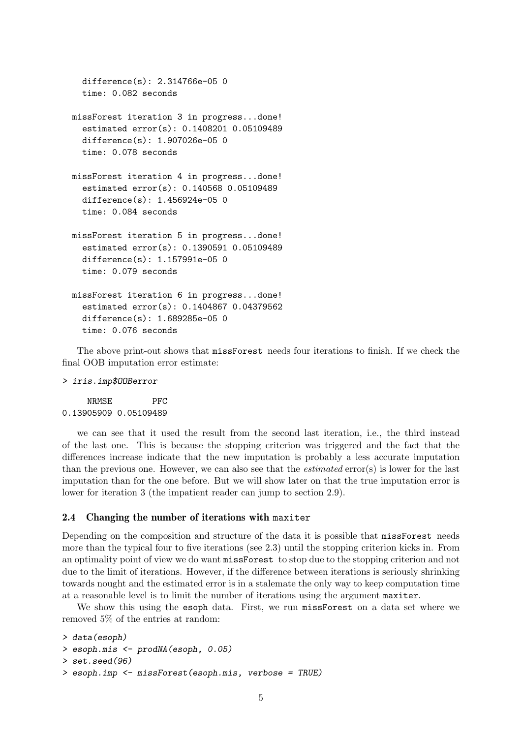```
    difference(s): 2.314766e-05 0
    time: 0.082 seconds

  missForest iteration 3 in progress...done!
    estimated error(s): 0.1408201 0.05109489
    difference(s): 1.907026e-05 0
    time: 0.078 seconds

  missForest iteration 4 in progress...done!
    estimated error(s): 0.140568 0.05109489
    difference(s): 1.456924e-05 0
    time: 0.084 seconds

  missForest iteration 5 in progress...done!
    estimated error(s): 0.1390591 0.05109489
    difference(s): 1.157991e-05 0
    time: 0.079 seconds

  missForest iteration 6 in progress...done!
    estimated error(s): 0.1404867 0.04379562
    difference(s): 1.689285e-05 0
    time: 0.076 seconds
```

The above print-out shows that `missForest` needs four iterations to finish. If we check the final OOB imputation error estimate:

```
> iris.imp$OOBerror

     NRMSE        PFC
0.13905909 0.05109489
```

we can see that it used the result from the second last iteration, i.e., the third instead of the last one. This is because the stopping criterion was triggered and the fact that the differences increase indicate that the new imputation is probably a less accurate imputation than the previous one. However, we can also see that the *estimated* error(s) is lower for the last imputation than for the one before. But we will show later on that the true imputation error is lower for iteration 3 (the impatient reader can jump to section 2.9).

### 2.4 Changing the number of iterations with `maxiter`

Depending on the composition and structure of the data it is possible that `missForest` needs more than the typical four to five iterations (see 2.3) until the stopping criterion kicks in. From an optimality point of view we do want `missForest` to stop due to the stopping criterion and not due to the limit of iterations. However, if the difference between iterations is seriously shrinking towards nought and the estimated error is in a stalemate the only way to keep computation time at a reasonable level is to limit the number of iterations using the argument `maxiter`.

We show this using the `esoph` data. First, we run `missForest` on a data set where we removed 5% of the entries at random:

```
> data(esoph)
> esoph.mis <- prodNA(esoph, 0.05)
> set.seed(96)
> esoph.imp <- missForest(esoph.mis, verbose = TRUE)
```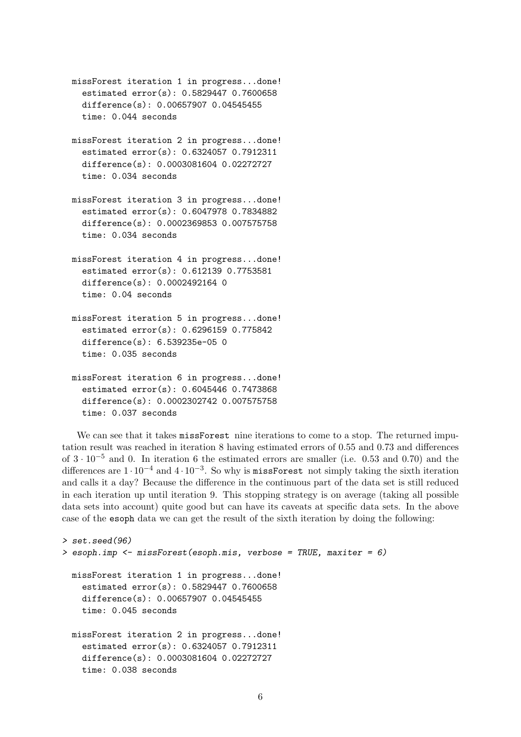```
  missForest iteration 1 in progress...done!
    estimated error(s): 0.5829447 0.7600658
    difference(s): 0.00657907 0.04545455
    time: 0.044 seconds

  missForest iteration 2 in progress...done!
    estimated error(s): 0.6324057 0.7912311
    difference(s): 0.0003081604 0.02272727
    time: 0.034 seconds

  missForest iteration 3 in progress...done!
    estimated error(s): 0.6047978 0.7834882
    difference(s): 0.0002369853 0.007575758
    time: 0.034 seconds

  missForest iteration 4 in progress...done!
    estimated error(s): 0.612139 0.7753581
    difference(s): 0.0002492164 0
    time: 0.04 seconds

  missForest iteration 5 in progress...done!
    estimated error(s): 0.6296159 0.775842
    difference(s): 6.539235e-05 0
    time: 0.035 seconds

  missForest iteration 6 in progress...done!
    estimated error(s): 0.6045446 0.7473868
    difference(s): 0.0002302742 0.007575758
    time: 0.037 seconds
```

We can see that it takes `missForest` nine iterations to come to a stop. The returned imputation result was reached in iteration 8 having estimated errors of 0.55 and 0.73 and differences of $3 \cdot 10^{-5}$ and 0. In iteration 6 the estimated errors are smaller (i.e. 0.53 and 0.70) and the differences are $1 \cdot 10^{-4}$ and $4 \cdot 10^{-3}$. So why is `missForest` not simply taking the sixth iteration and calls it a day? Because the difference in the continuous part of the data set is still reduced in each iteration up until iteration 9. This stopping strategy is on average (taking all possible data sets into account) quite good but can have its caveats at specific data sets. In the above case of the `esoph` data we can get the result of the sixth iteration by doing the following:

```
> set.seed(96)
> esoph.imp <- missForest(esoph.mis, verbose = TRUE, maxiter = 6)

  missForest iteration 1 in progress...done!
    estimated error(s): 0.5829447 0.7600658
    difference(s): 0.00657907 0.04545455
    time: 0.045 seconds

  missForest iteration 2 in progress...done!
    estimated error(s): 0.6324057 0.7912311
    difference(s): 0.0003081604 0.02272727
    time: 0.038 seconds
```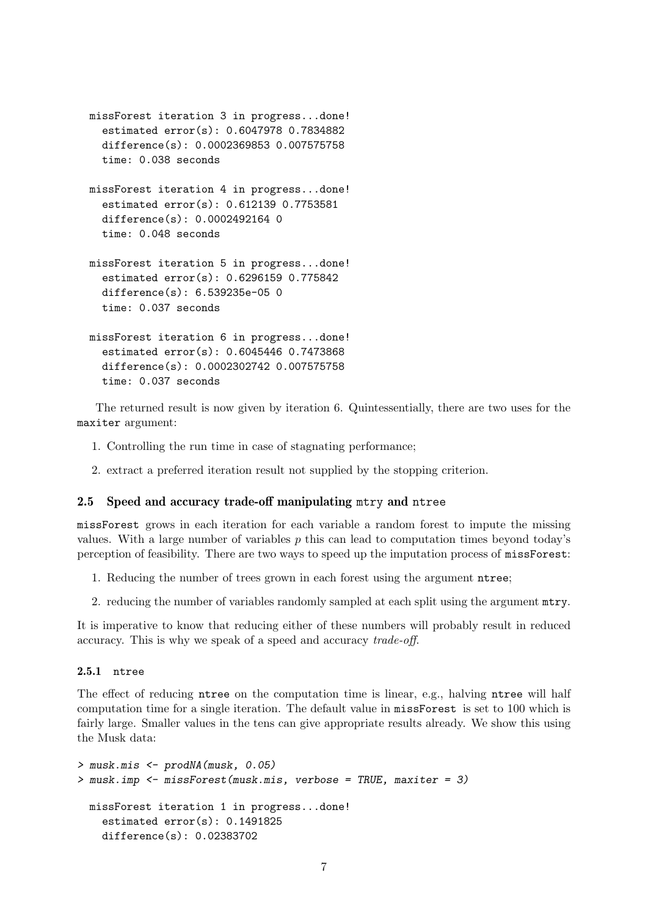```
  missForest iteration 3 in progress...done!
    estimated error(s): 0.6047978 0.7834882
    difference(s): 0.0002369853 0.007575758
    time: 0.038 seconds

  missForest iteration 4 in progress...done!
    estimated error(s): 0.612139 0.7753581
    difference(s): 0.0002492164 0
    time: 0.048 seconds

  missForest iteration 5 in progress...done!
    estimated error(s): 0.6296159 0.775842
    difference(s): 6.539235e-05 0
    time: 0.037 seconds

  missForest iteration 6 in progress...done!
    estimated error(s): 0.6045446 0.7473868
    difference(s): 0.0002302742 0.007575758
    time: 0.037 seconds
```

The returned result is now given by iteration 6. Quintessentially, there are two uses for the `maxiter` argument:

1. Controlling the run time in case of stagnating performance;
2. extract a preferred iteration result not supplied by the stopping criterion.

### 2.5 Speed and accuracy trade-off manipulating `mtry` and `ntree`

`missForest` grows in each iteration for each variable a random forest to impute the missing values. With a large number of variables $p$ this can lead to computation times beyond today's perception of feasibility. There are two ways to speed up the imputation process of `missForest`:

1. Reducing the number of trees grown in each forest using the argument `ntree`;
2. reducing the number of variables randomly sampled at each split using the argument `mtry`.

It is imperative to know that reducing either of these numbers will probably result in reduced accuracy. This is why we speak of a speed and accuracy *trade-off*.

#### 2.5.1 `ntree`

The effect of reducing `ntree` on the computation time is linear, e.g., halving `ntree` will half computation time for a single iteration. The default value in `missForest` is set to 100 which is fairly large. Smaller values in the tens can give appropriate results already. We show this using the Musk data:

```
> musk.mis <- prodNA(musk, 0.05)
> musk.imp <- missForest(musk.mis, verbose = TRUE, maxiter = 3)

  missForest iteration 1 in progress...done!
    estimated error(s): 0.1491825
    difference(s): 0.02383702
```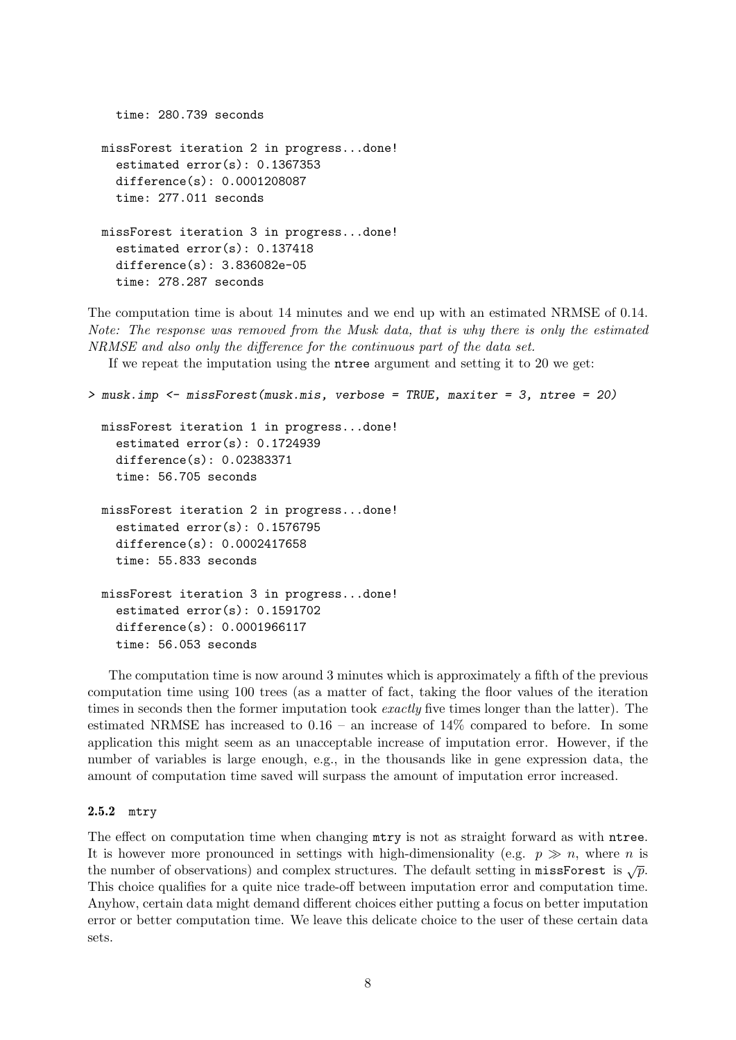```
    time: 280.739 seconds

  missForest iteration 2 in progress...done!
    estimated error(s): 0.1367353
    difference(s): 0.0001208087
    time: 277.011 seconds

  missForest iteration 3 in progress...done!
    estimated error(s): 0.137418
    difference(s): 3.836082e-05
    time: 278.287 seconds
```

The computation time is about 14 minutes and we end up with an estimated NRMSE of 0.14. *Note: The response was removed from the Musk data, that is why there is only the estimated NRMSE and also only the difference for the continuous part of the data set.*

If we repeat the imputation using the `ntree` argument and setting it to 20 we get:

```
> musk.imp <- missForest(musk.mis, verbose = TRUE, maxiter = 3, ntree = 20)

  missForest iteration 1 in progress...done!
    estimated error(s): 0.1724939
    difference(s): 0.02383371
    time: 56.705 seconds

  missForest iteration 2 in progress...done!
    estimated error(s): 0.1576795
    difference(s): 0.0002417658
    time: 55.833 seconds

  missForest iteration 3 in progress...done!
    estimated error(s): 0.1591702
    difference(s): 0.0001966117
    time: 56.053 seconds
```

The computation time is now around 3 minutes which is approximately a fifth of the previous computation time using 100 trees (as a matter of fact, taking the floor values of the iteration times in seconds then the former imputation took *exactly* five times longer than the latter). The estimated NRMSE has increased to 0.16 – an increase of 14% compared to before. In some application this might seem as an unacceptable increase of imputation error. However, if the number of variables is large enough, e.g., in the thousands like in gene expression data, the amount of computation time saved will surpass the amount of imputation error increased.

### 2.5.2 `mtry`

The effect on computation time when changing `mtry` is not as straight forward as with `ntree`. It is however more pronounced in settings with high-dimensionality (e.g. $p \gg n$, where $n$ is the number of observations) and complex structures. The default setting in `missForest` is $\sqrt{p}$. This choice qualifies for a quite nice trade-off between imputation error and computation time. Anyhow, certain data might demand different choices either putting a focus on better imputation error or better computation time. We leave this delicate choice to the user of these certain data sets.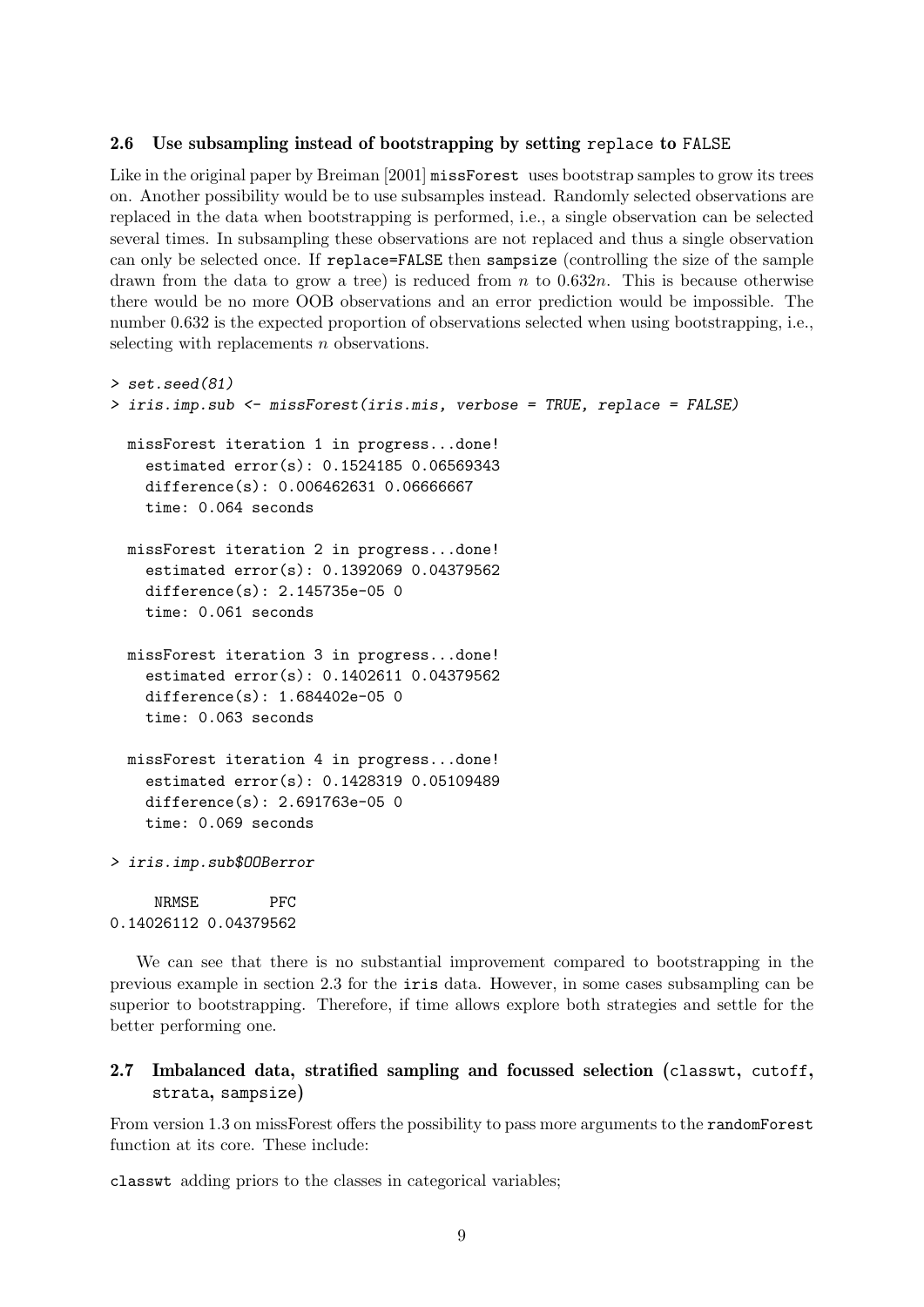### 2.6 Use subsampling instead of bootstrapping by setting `replace` to `FALSE`

Like in the original paper by Breiman [2001] `missForest` uses bootstrap samples to grow its trees on. Another possibility would be to use subsamples instead. Randomly selected observations are replaced in the data when bootstrapping is performed, i.e., a single observation can be selected several times. In subsampling these observations are not replaced and thus a single observation can only be selected once. If `replace=FALSE` then `sampsize` (controlling the size of the sample drawn from the data to grow a tree) is reduced from $n$ to $0.632n$. This is because otherwise there would be no more OOB observations and an error prediction would be impossible. The number 0.632 is the expected proportion of observations selected when using bootstrapping, i.e., selecting with replacements $n$ observations.

```
> set.seed(81)
> iris.imp.sub <- missForest(iris.mis, verbose = TRUE, replace = FALSE)

  missForest iteration 1 in progress...done!
    estimated error(s): 0.1524185 0.06569343
    difference(s): 0.006462631 0.06666667
    time: 0.064 seconds

  missForest iteration 2 in progress...done!
    estimated error(s): 0.1392069 0.04379562
    difference(s): 2.145735e-05 0
    time: 0.061 seconds

  missForest iteration 3 in progress...done!
    estimated error(s): 0.1402611 0.04379562
    difference(s): 1.684402e-05 0
    time: 0.063 seconds

  missForest iteration 4 in progress...done!
    estimated error(s): 0.1428319 0.05109489
    difference(s): 2.691763e-05 0
    time: 0.069 seconds

> iris.imp.sub$OOBerror

     NRMSE        PFC
0.14026112 0.04379562
```

We can see that there is no substantial improvement compared to bootstrapping in the previous example in section 2.3 for the `iris` data. However, in some cases subsampling can be superior to bootstrapping. Therefore, if time allows explore both strategies and settle for the better performing one.

### 2.7 Imbalanced data, stratified sampling and focussed selection (`classwt`, `cutoff`, `strata`, `sampsize`)

From version 1.3 on missForest offers the possibility to pass more arguments to the `randomForest` function at its core. These include:

`classwt` adding priors to the classes in categorical variables;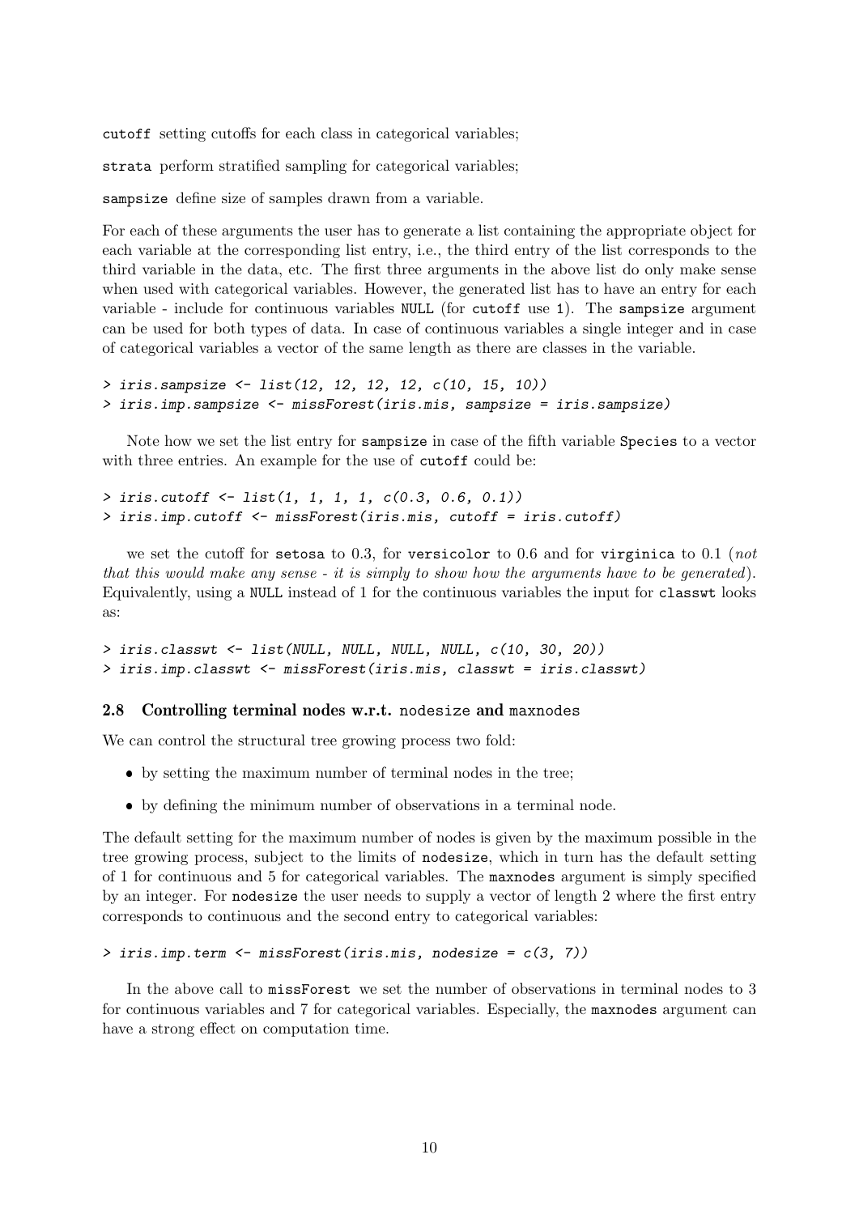`cutoff` setting cutoffs for each class in categorical variables;

`strata` perform stratified sampling for categorical variables;

`sampsize` define size of samples drawn from a variable.

For each of these arguments the user has to generate a list containing the appropriate object for each variable at the corresponding list entry, i.e., the third entry of the list corresponds to the third variable in the data, etc. The first three arguments in the above list do only make sense when used with categorical variables. However, the generated list has to have an entry for each variable - include for continuous variables `NULL` (for `cutoff` use `1`). The `sampsize` argument can be used for both types of data. In case of continuous variables a single integer and in case of categorical variables a vector of the same length as there are classes in the variable.

```
> iris.sampsize <- list(12, 12, 12, 12, c(10, 15, 10))
> iris.imp.sampsize <- missForest(iris.mis, sampsize = iris.sampsize)
```

Note how we set the list entry for `sampsize` in case of the fifth variable `Species` to a vector with three entries. An example for the use of `cutoff` could be:

```
> iris.cutoff <- list(1, 1, 1, 1, c(0.3, 0.6, 0.1))
> iris.imp.cutoff <- missForest(iris.mis, cutoff = iris.cutoff)
```

we set the cutoff for `setosa` to 0.3, for `versicolor` to 0.6 and for `virginica` to 0.1 (*not that this would make any sense - it is simply to show how the arguments have to be generated*). Equivalently, using a `NULL` instead of 1 for the continuous variables the input for `classwt` looks as:

```
> iris.classwt <- list(NULL, NULL, NULL, NULL, c(10, 30, 20))
> iris.imp.classwt <- missForest(iris.mis, classwt = iris.classwt)
```

### 2.8 Controlling terminal nodes w.r.t. `nodesize` and `maxnodes`

We can control the structural tree growing process two fold:

- by setting the maximum number of terminal nodes in the tree;
- by defining the minimum number of observations in a terminal node.

The default setting for the maximum number of nodes is given by the maximum possible in the tree growing process, subject to the limits of `nodesize`, which in turn has the default setting of 1 for continuous and 5 for categorical variables. The `maxnodes` argument is simply specified by an integer. For `nodesize` the user needs to supply a vector of length 2 where the first entry corresponds to continuous and the second entry to categorical variables:

```
> iris.imp.term <- missForest(iris.mis, nodesize = c(3, 7))
```

In the above call to `missForest` we set the number of observations in terminal nodes to 3 for continuous variables and 7 for categorical variables. Especially, the `maxnodes` argument can have a strong effect on computation time.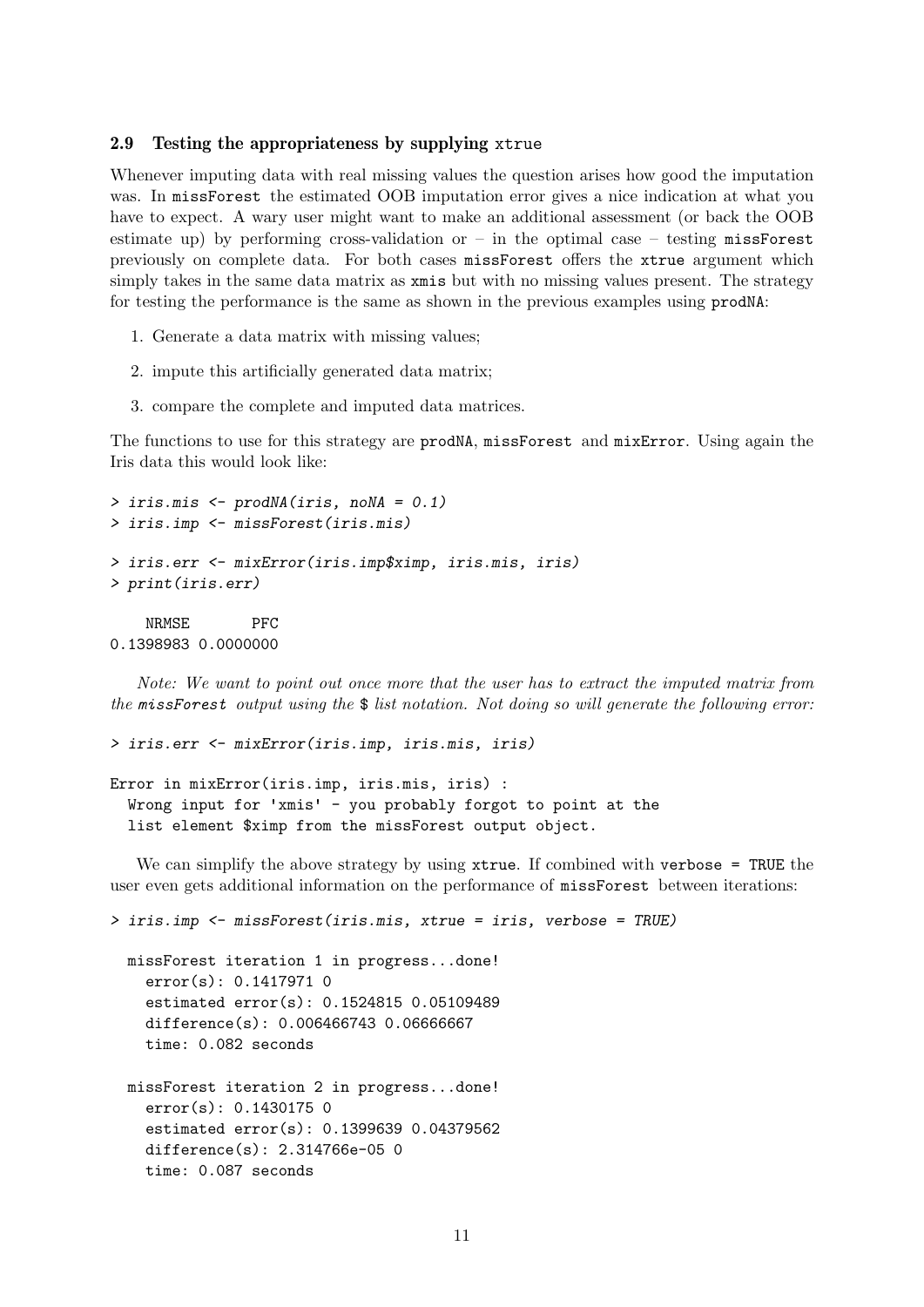### 2.9 Testing the appropriateness by supplying `xtrue`

Whenever imputing data with real missing values the question arises how good the imputation was. In `missForest` the estimated OOB imputation error gives a nice indication at what you have to expect. A wary user might want to make an additional assessment (or back the OOB estimate up) by performing cross-validation or – in the optimal case – testing `missForest` previously on complete data. For both cases `missForest` offers the `xtrue` argument which simply takes in the same data matrix as `xmis` but with no missing values present. The strategy for testing the performance is the same as shown in the previous examples using `prodNA`:

1. Generate a data matrix with missing values;
2. impute this artificially generated data matrix;
3. compare the complete and imputed data matrices.

The functions to use for this strategy are `prodNA`, `missForest` and `mixError`. Using again the Iris data this would look like:

```
> iris.mis <- prodNA(iris, noNA = 0.1)
> iris.imp <- missForest(iris.mis)

> iris.err <- mixError(iris.imp$ximp, iris.mis, iris)
> print(iris.err)

    NRMSE       PFC
0.1398983 0.0000000
```

*Note: We want to point out once more that the user has to extract the imputed matrix from the* `missForest` *output using the* `$` *list notation. Not doing so will generate the following error:*

```
> iris.err <- mixError(iris.imp, iris.mis, iris)

Error in mixError(iris.imp, iris.mis, iris) :
  Wrong input for 'xmis' - you probably forgot to point at the
  list element $ximp from the missForest output object.
```

We can simplify the above strategy by using `xtrue`. If combined with `verbose = TRUE` the user even gets additional information on the performance of `missForest` between iterations:

```
> iris.imp <- missForest(iris.mis, xtrue = iris, verbose = TRUE)

  missForest iteration 1 in progress...done!
    error(s): 0.1417971 0
    estimated error(s): 0.1524815 0.05109489
    difference(s): 0.006466743 0.06666667
    time: 0.082 seconds

  missForest iteration 2 in progress...done!
    error(s): 0.1430175 0
    estimated error(s): 0.1399639 0.04379562
    difference(s): 2.314766e-05 0
    time: 0.087 seconds
```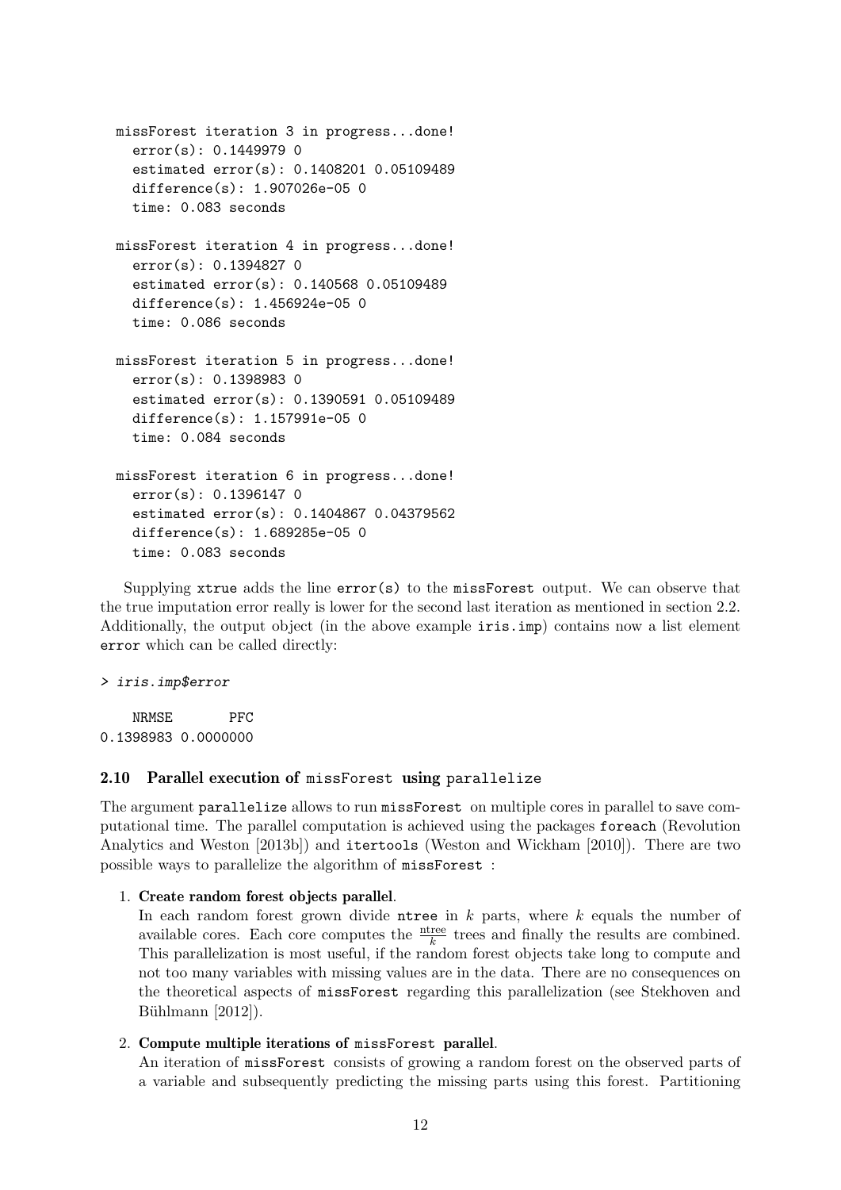```
missForest iteration 3 in progress...done!
  error(s): 0.1449979 0
  estimated error(s): 0.1408201 0.05109489
  difference(s): 1.907026e-05 0
  time: 0.083 seconds

missForest iteration 4 in progress...done!
  error(s): 0.1394827 0
  estimated error(s): 0.140568 0.05109489
  difference(s): 1.456924e-05 0
  time: 0.086 seconds

missForest iteration 5 in progress...done!
  error(s): 0.1398983 0
  estimated error(s): 0.1390591 0.05109489
  difference(s): 1.157991e-05 0
  time: 0.084 seconds

missForest iteration 6 in progress...done!
  error(s): 0.1396147 0
  estimated error(s): 0.1404867 0.04379562
  difference(s): 1.689285e-05 0
  time: 0.083 seconds
```

Supplying `xtrue` adds the line `error(s)` to the `missForest` output. We can observe that the true imputation error really is lower for the second last iteration as mentioned in section 2.2. Additionally, the output object (in the above example `iris.imp`) contains now a list element `error` which can be called directly:

```
> iris.imp$error

    NRMSE       PFC
0.1398983 0.0000000
```

### 2.10 Parallel execution of missForest using parallelize

The argument `parallelize` allows to run `missForest` on multiple cores in parallel to save computational time. The parallel computation is achieved using the packages `foreach` (Revolution Analytics and Weston [2013b]) and `itertools` (Weston and Wickham [2010]). There are two possible ways to parallelize the algorithm of `missForest` :

1. **Create random forest objects parallel**.
   In each random forest grown divide `ntree` in $k$ parts, where $k$ equals the number of available cores. Each core computes the $\frac{\text{ntree}}{k}$ trees and finally the results are combined. This parallelization is most useful, if the random forest objects take long to compute and not too many variables with missing values are in the data. There are no consequences on the theoretical aspects of `missForest` regarding this parallelization (see Stekhoven and Bühlmann [2012]).

2. **Compute multiple iterations of missForest parallel**.
   An iteration of `missForest` consists of growing a random forest on the observed parts of a variable and subsequently predicting the missing parts using this forest. Partitioning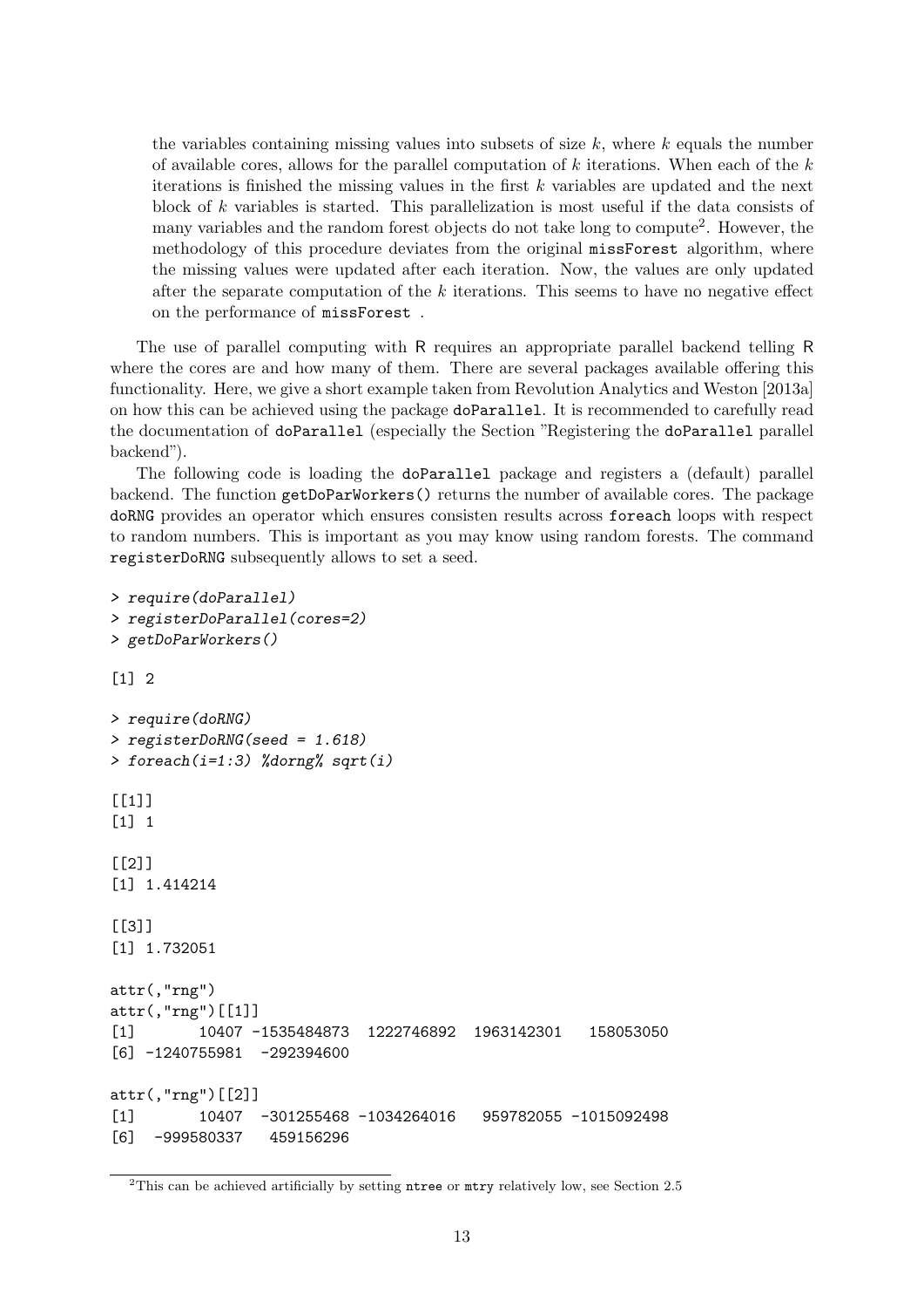the variables containing missing values into subsets of size $k$, where $k$ equals the number of available cores, allows for the parallel computation of $k$ iterations. When each of the $k$ iterations is finished the missing values in the first $k$ variables are updated and the next block of $k$ variables is started. This parallelization is most useful if the data consists of many variables and the random forest objects do not take long to compute[2]. However, the methodology of this procedure deviates from the original `missForest` algorithm, where the missing values were updated after each iteration. Now, the values are only updated after the separate computation of the $k$ iterations. This seems to have no negative effect on the performance of `missForest` .

The use of parallel computing with R requires an appropriate parallel backend telling R where the cores are and how many of them. There are several packages available offering this functionality. Here, we give a short example taken from Revolution Analytics and Weston [2013a] on how this can be achieved using the package `doParallel`. It is recommended to carefully read the documentation of `doParallel` (especially the Section "Registering the `doParallel` parallel backend").

The following code is loading the `doParallel` package and registers a (default) parallel backend. The function `getDoParWorkers()` returns the number of available cores. The package `doRNG` provides an operator which ensures consisten results across `foreach` loops with respect to random numbers. This is important as you may know using random forests. The command `registerDoRNG` subsequently allows to set a seed.

```
> require(doParallel)
> registerDoParallel(cores=2)
> getDoParWorkers()

[1] 2

> require(doRNG)
> registerDoRNG(seed = 1.618)
> foreach(i=1:3) %dorng% sqrt(i)

[[1]]
[1] 1

[[2]]
[1] 1.414214

[[3]]
[1] 1.732051

attr(,"rng")
attr(,"rng")[[1]]
[1]       10407 -1535484873  1222746892  1963142301   158053050
[6] -1240755981  -292394600

attr(,"rng")[[2]]
[1]       10407  -301255468 -1034264016   959782055 -1015092498
[6]  -999580337   459156296
```

[2]This can be achieved artificially by setting `ntree` or `mtry` relatively low, see Section 2.5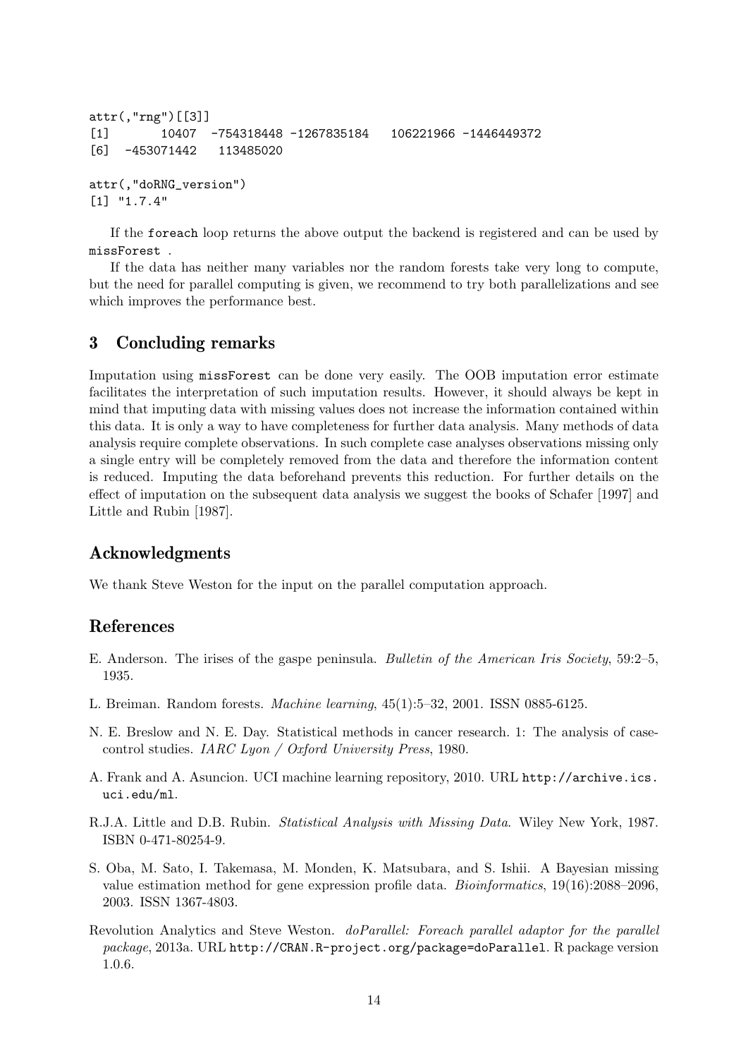```
attr(,"rng")[[3]]
[1]       10407  -754318448 -1267835184   106221966 -1446449372
[6]  -453071442   113485020

attr(,"doRNG_version")
[1] "1.7.4"
```

If the foreach loop returns the above output the backend is registered and can be used by missForest .

If the data has neither many variables nor the random forests take very long to compute, but the need for parallel computing is given, we recommend to try both parallelizations and see which improves the performance best.

## 3 Concluding remarks

Imputation using missForest can be done very easily. The OOB imputation error estimate facilitates the interpretation of such imputation results. However, it should always be kept in mind that imputing data with missing values does not increase the information contained within this data. It is only a way to have completeness for further data analysis. Many methods of data analysis require complete observations. In such complete case analyses observations missing only a single entry will be completely removed from the data and therefore the information content is reduced. Imputing the data beforehand prevents this reduction. For further details on the effect of imputation on the subsequent data analysis we suggest the books of Schafer [1997] and Little and Rubin [1987].

## Acknowledgments

We thank Steve Weston for the input on the parallel computation approach.

## References

E. Anderson. The irises of the gaspe peninsula. *Bulletin of the American Iris Society*, 59:2–5, 1935.

L. Breiman. Random forests. *Machine learning*, 45(1):5–32, 2001. ISSN 0885-6125.

N. E. Breslow and N. E. Day. Statistical methods in cancer research. 1: The analysis of case-control studies. *IARC Lyon / Oxford University Press*, 1980.

A. Frank and A. Asuncion. UCI machine learning repository, 2010. URL http://archive.ics.uci.edu/ml.

R.J.A. Little and D.B. Rubin. *Statistical Analysis with Missing Data*. Wiley New York, 1987. ISBN 0-471-80254-9.

S. Oba, M. Sato, I. Takemasa, M. Monden, K. Matsubara, and S. Ishii. A Bayesian missing value estimation method for gene expression profile data. *Bioinformatics*, 19(16):2088–2096, 2003. ISSN 1367-4803.

Revolution Analytics and Steve Weston. *doParallel: Foreach parallel adaptor for the parallel package*, 2013a. URL http://CRAN.R-project.org/package=doParallel. R package version 1.0.6.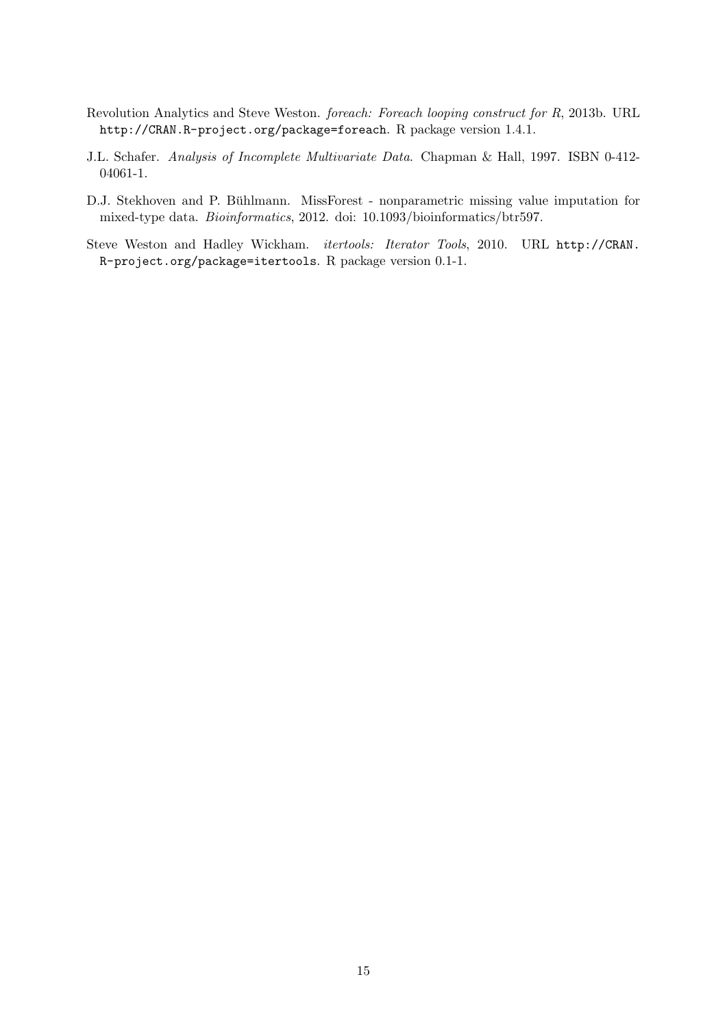Revolution Analytics and Steve Weston. *foreach: Foreach looping construct for R*, 2013b. URL `http://CRAN.R-project.org/package=foreach`. R package version 1.4.1.

J.L. Schafer. *Analysis of Incomplete Multivariate Data*. Chapman & Hall, 1997. ISBN 0-412-04061-1.

D.J. Stekhoven and P. Bühlmann. MissForest - nonparametric missing value imputation for mixed-type data. *Bioinformatics*, 2012. doi: 10.1093/bioinformatics/btr597.

Steve Weston and Hadley Wickham. *itertools: Iterator Tools*, 2010. URL `http://CRAN.R-project.org/package=itertools`. R package version 0.1-1.